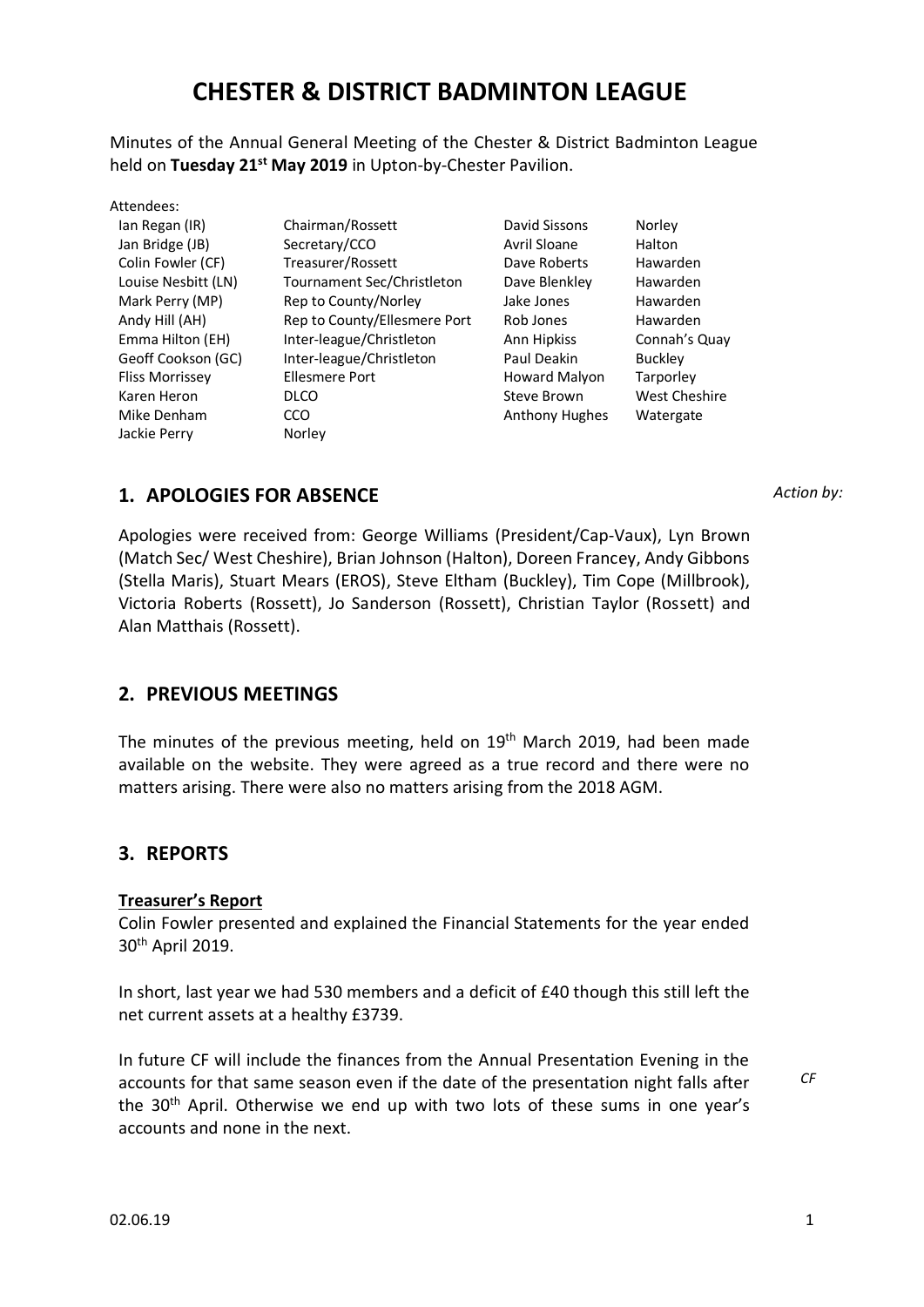# CHESTER & DISTRICT BADMINTON LEAGUE

Minutes of the Annual General Meeting of the Chester & District Badminton League held on **Tuesday 21st May 2019** in Upton-by-Chester Pavilion.

Attendees:

| | | | |
|---|---|---|---|
| Ian Regan (IR) | Chairman/Rossett | David Sissons | Norley |
| Jan Bridge (JB) | Secretary/CCO | Avril Sloane | Halton |
| Colin Fowler (CF) | Treasurer/Rossett | Dave Roberts | Hawarden |
| Louise Nesbitt (LN) | Tournament Sec/Christleton | Dave Blenkley | Hawarden |
| Mark Perry (MP) | Rep to County/Norley | Jake Jones | Hawarden |
| Andy Hill (AH) | Rep to County/Ellesmere Port | Rob Jones | Hawarden |
| Emma Hilton (EH) | Inter-league/Christleton | Ann Hipkiss | Connah's Quay |
| Geoff Cookson (GC) | Inter-league/Christleton | Paul Deakin | Buckley |
| Fliss Morrissey | Ellesmere Port | Howard Malyon | Tarporley |
| Karen Heron | DLCO | Steve Brown | West Cheshire |
| Mike Denham | CCO | Anthony Hughes | Watergate |
| Jackie Perry | Norley | | |

## 1. APOLOGIES FOR ABSENCE

*Action by:*

Apologies were received from: George Williams (President/Cap-Vaux), Lyn Brown (Match Sec/ West Cheshire), Brian Johnson (Halton), Doreen Francey, Andy Gibbons (Stella Maris), Stuart Mears (EROS), Steve Eltham (Buckley), Tim Cope (Millbrook), Victoria Roberts (Rossett), Jo Sanderson (Rossett), Christian Taylor (Rossett) and Alan Matthais (Rossett).

## 2. PREVIOUS MEETINGS

The minutes of the previous meeting, held on 19th March 2019, had been made available on the website. They were agreed as a true record and there were no matters arising. There were also no matters arising from the 2018 AGM.

## 3. REPORTS

**Treasurer's Report**

Colin Fowler presented and explained the Financial Statements for the year ended 30th April 2019.

In short, last year we had 530 members and a deficit of £40 though this still left the net current assets at a healthy £3739.

In future CF will include the finances from the Annual Presentation Evening in the accounts for that same season even if the date of the presentation night falls after the 30th April. Otherwise we end up with two lots of these sums in one year's accounts and none in the next. *CF*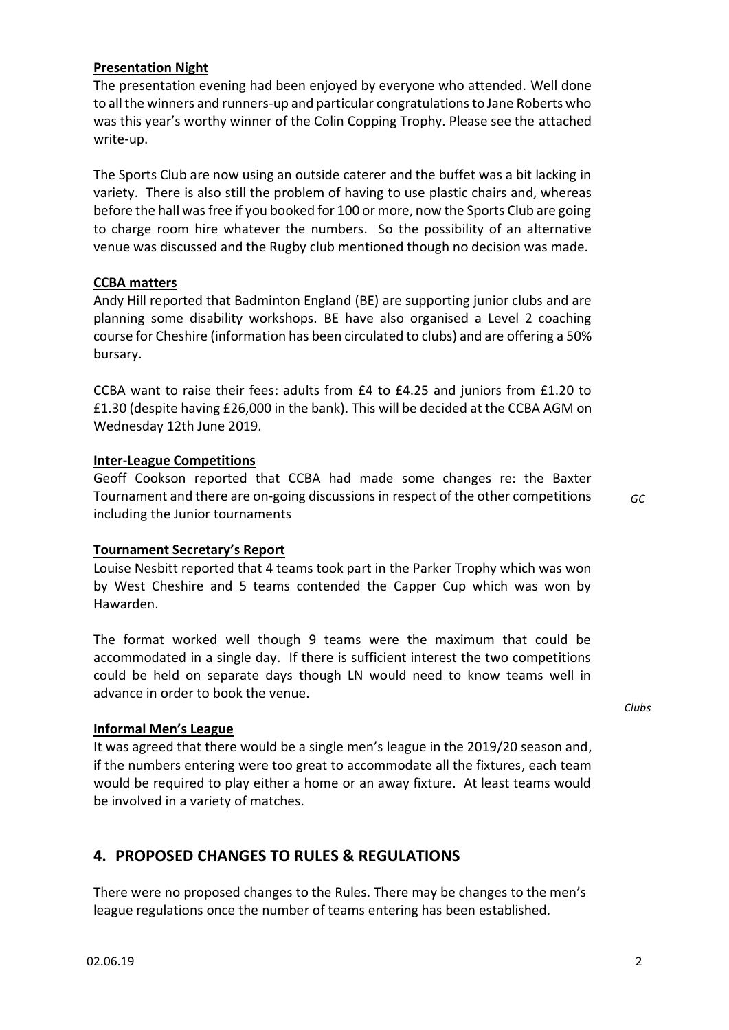**Presentation Night**

The presentation evening had been enjoyed by everyone who attended. Well done to all the winners and runners-up and particular congratulations to Jane Roberts who was this year's worthy winner of the Colin Copping Trophy. Please see the attached write-up.

The Sports Club are now using an outside caterer and the buffet was a bit lacking in variety. There is also still the problem of having to use plastic chairs and, whereas before the hall was free if you booked for 100 or more, now the Sports Club are going to charge room hire whatever the numbers. So the possibility of an alternative venue was discussed and the Rugby club mentioned though no decision was made.

**CCBA matters**

Andy Hill reported that Badminton England (BE) are supporting junior clubs and are planning some disability workshops. BE have also organised a Level 2 coaching course for Cheshire (information has been circulated to clubs) and are offering a 50% bursary.

CCBA want to raise their fees: adults from £4 to £4.25 and juniors from £1.20 to £1.30 (despite having £26,000 in the bank). This will be decided at the CCBA AGM on Wednesday 12th June 2019.

**Inter-League Competitions**

Geoff Cookson reported that CCBA had made some changes re: the Baxter Tournament and there are on-going discussions in respect of the other competitions including the Junior tournaments

*GC*

**Tournament Secretary's Report**

Louise Nesbitt reported that 4 teams took part in the Parker Trophy which was won by West Cheshire and 5 teams contended the Capper Cup which was won by Hawarden.

The format worked well though 9 teams were the maximum that could be accommodated in a single day. If there is sufficient interest the two competitions could be held on separate days though LN would need to know teams well in advance in order to book the venue.

*Clubs*

**Informal Men's League**

It was agreed that there would be a single men's league in the 2019/20 season and, if the numbers entering were too great to accommodate all the fixtures, each team would be required to play either a home or an away fixture. At least teams would be involved in a variety of matches.

## 4. PROPOSED CHANGES TO RULES & REGULATIONS

There were no proposed changes to the Rules. There may be changes to the men's league regulations once the number of teams entering has been established.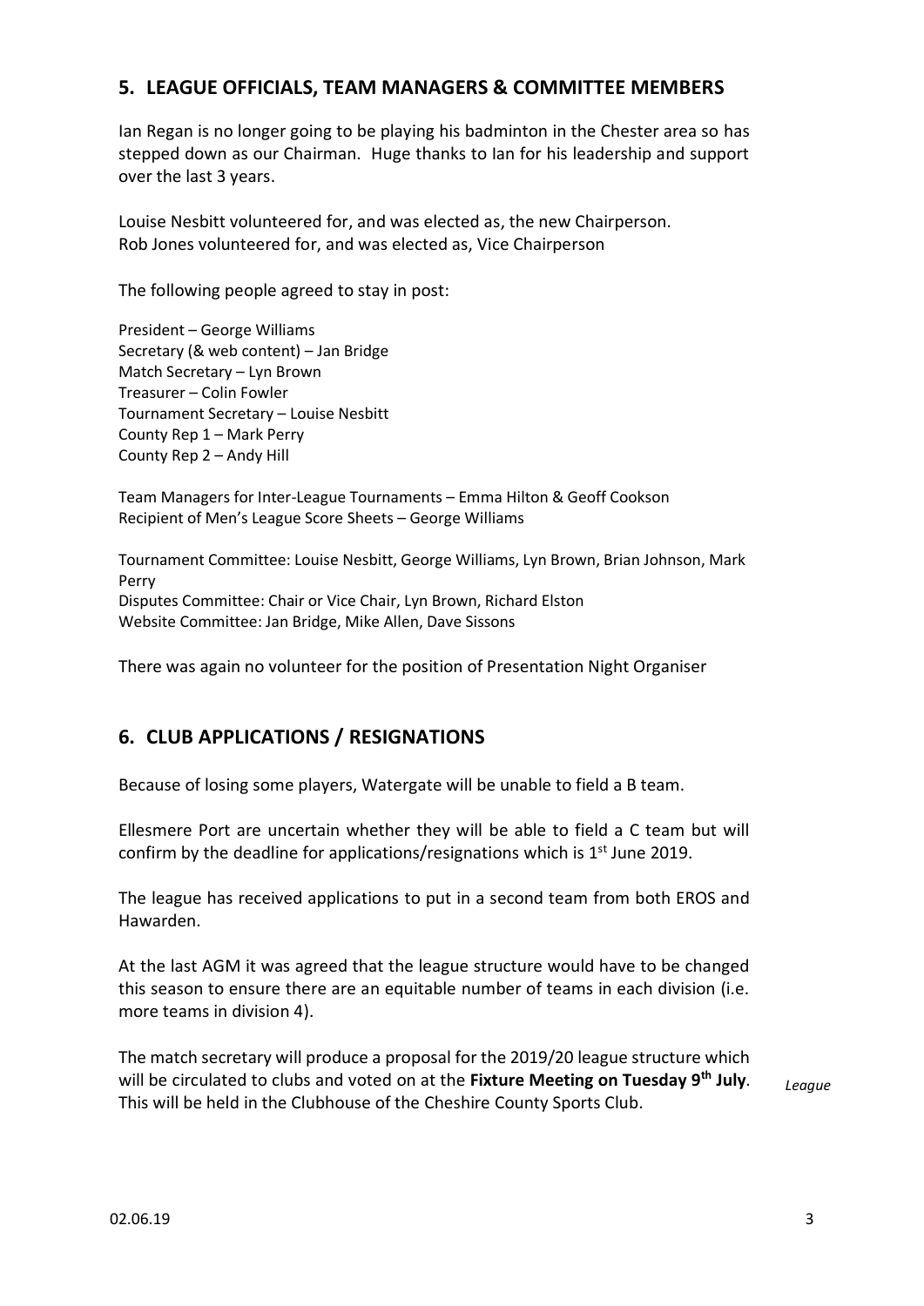## 5. LEAGUE OFFICIALS, TEAM MANAGERS & COMMITTEE MEMBERS

Ian Regan is no longer going to be playing his badminton in the Chester area so has stepped down as our Chairman. Huge thanks to Ian for his leadership and support over the last 3 years.

Louise Nesbitt volunteered for, and was elected as, the new Chairperson.
Rob Jones volunteered for, and was elected as, Vice Chairperson

The following people agreed to stay in post:

President – George Williams
Secretary (& web content) – Jan Bridge
Match Secretary – Lyn Brown
Treasurer – Colin Fowler
Tournament Secretary – Louise Nesbitt
County Rep 1 – Mark Perry
County Rep 2 – Andy Hill

Team Managers for Inter-League Tournaments – Emma Hilton & Geoff Cookson
Recipient of Men's League Score Sheets – George Williams

Tournament Committee: Louise Nesbitt, George Williams, Lyn Brown, Brian Johnson, Mark Perry
Disputes Committee: Chair or Vice Chair, Lyn Brown, Richard Elston
Website Committee: Jan Bridge, Mike Allen, Dave Sissons

There was again no volunteer for the position of Presentation Night Organiser

## 6. CLUB APPLICATIONS / RESIGNATIONS

Because of losing some players, Watergate will be unable to field a B team.

Ellesmere Port are uncertain whether they will be able to field a C team but will confirm by the deadline for applications/resignations which is 1st June 2019.

The league has received applications to put in a second team from both EROS and Hawarden.

At the last AGM it was agreed that the league structure would have to be changed this season to ensure there are an equitable number of teams in each division (i.e. more teams in division 4).

The match secretary will produce a proposal for the 2019/20 league structure which will be circulated to clubs and voted on at the **Fixture Meeting on Tuesday 9th July**. This will be held in the Clubhouse of the Cheshire County Sports Club.

*League*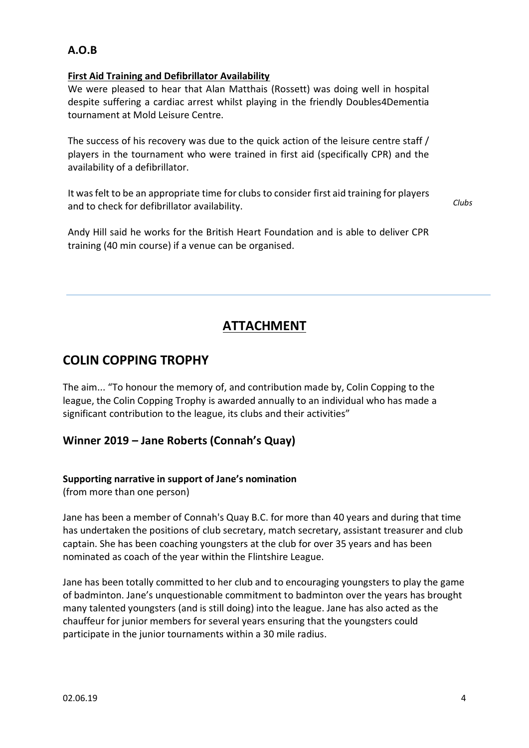## A.O.B

**First Aid Training and Defibrillator Availability**

We were pleased to hear that Alan Matthais (Rossett) was doing well in hospital despite suffering a cardiac arrest whilst playing in the friendly Doubles4Dementia tournament at Mold Leisure Centre.

The success of his recovery was due to the quick action of the leisure centre staff / players in the tournament who were trained in first aid (specifically CPR) and the availability of a defibrillator.

It was felt to be an appropriate time for clubs to consider first aid training for players and to check for defibrillator availability. *Clubs*

Andy Hill said he works for the British Heart Foundation and is able to deliver CPR training (40 min course) if a venue can be organised.

---

# ATTACHMENT

## COLIN COPPING TROPHY

The aim... "To honour the memory of, and contribution made by, Colin Copping to the league, the Colin Copping Trophy is awarded annually to an individual who has made a significant contribution to the league, its clubs and their activities"

### Winner 2019 – Jane Roberts (Connah's Quay)

**Supporting narrative in support of Jane's nomination**
(from more than one person)

Jane has been a member of Connah's Quay B.C. for more than 40 years and during that time has undertaken the positions of club secretary, match secretary, assistant treasurer and club captain. She has been coaching youngsters at the club for over 35 years and has been nominated as coach of the year within the Flintshire League.

Jane has been totally committed to her club and to encouraging youngsters to play the game of badminton. Jane's unquestionable commitment to badminton over the years has brought many talented youngsters (and is still doing) into the league. Jane has also acted as the chauffeur for junior members for several years ensuring that the youngsters could participate in the junior tournaments within a 30 mile radius.